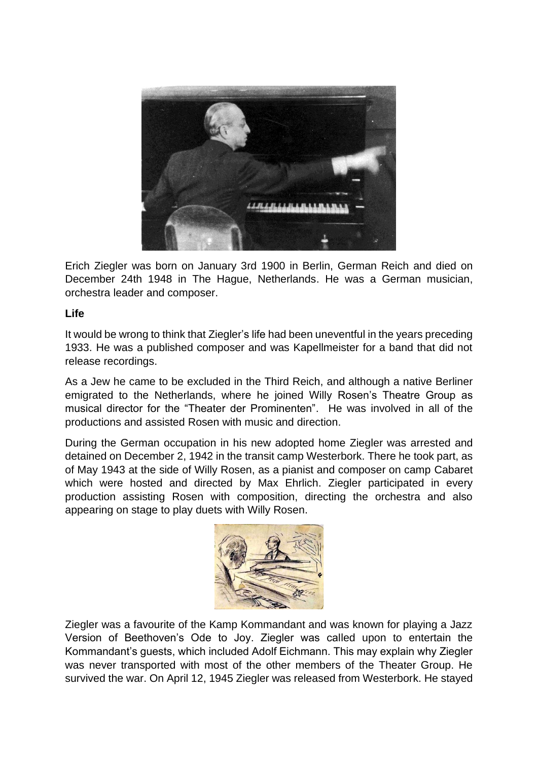Erich Ziegler was born on January 3rd 1900 in Berlin, German Reich and died on December 24th 1948 in The Hague, Netherlands. He was a German musician, orchestra leader and composer.

**Life**

It would be wrong to think that Ziegler's life had been uneventful in the years preceding 1933. He was a published composer and was Kapellmeister for a band that did not release recordings.

As a Jew he came to be excluded in the Third Reich, and although a native Berliner emigrated to the Netherlands, where he joined Willy Rosen's Theatre Group as musical director for the "Theater der Prominenten". He was involved in all of the productions and assisted Rosen with music and direction.

During the German occupation in his new adopted home Ziegler was arrested and detained on December 2, 1942 in the transit camp Westerbork. There he took part, as of May 1943 at the side of Willy Rosen, as a pianist and composer on camp Cabaret which were hosted and directed by Max Ehrlich. Ziegler participated in every production assisting Rosen with composition, directing the orchestra and also appearing on stage to play duets with Willy Rosen.

Ziegler was a favourite of the Kamp Kommandant and was known for playing a Jazz Version of Beethoven's Ode to Joy. Ziegler was called upon to entertain the Kommandant's guests, which included Adolf Eichmann. This may explain why Ziegler was never transported with most of the other members of the Theater Group. He survived the war. On April 12, 1945 Ziegler was released from Westerbork. He stayed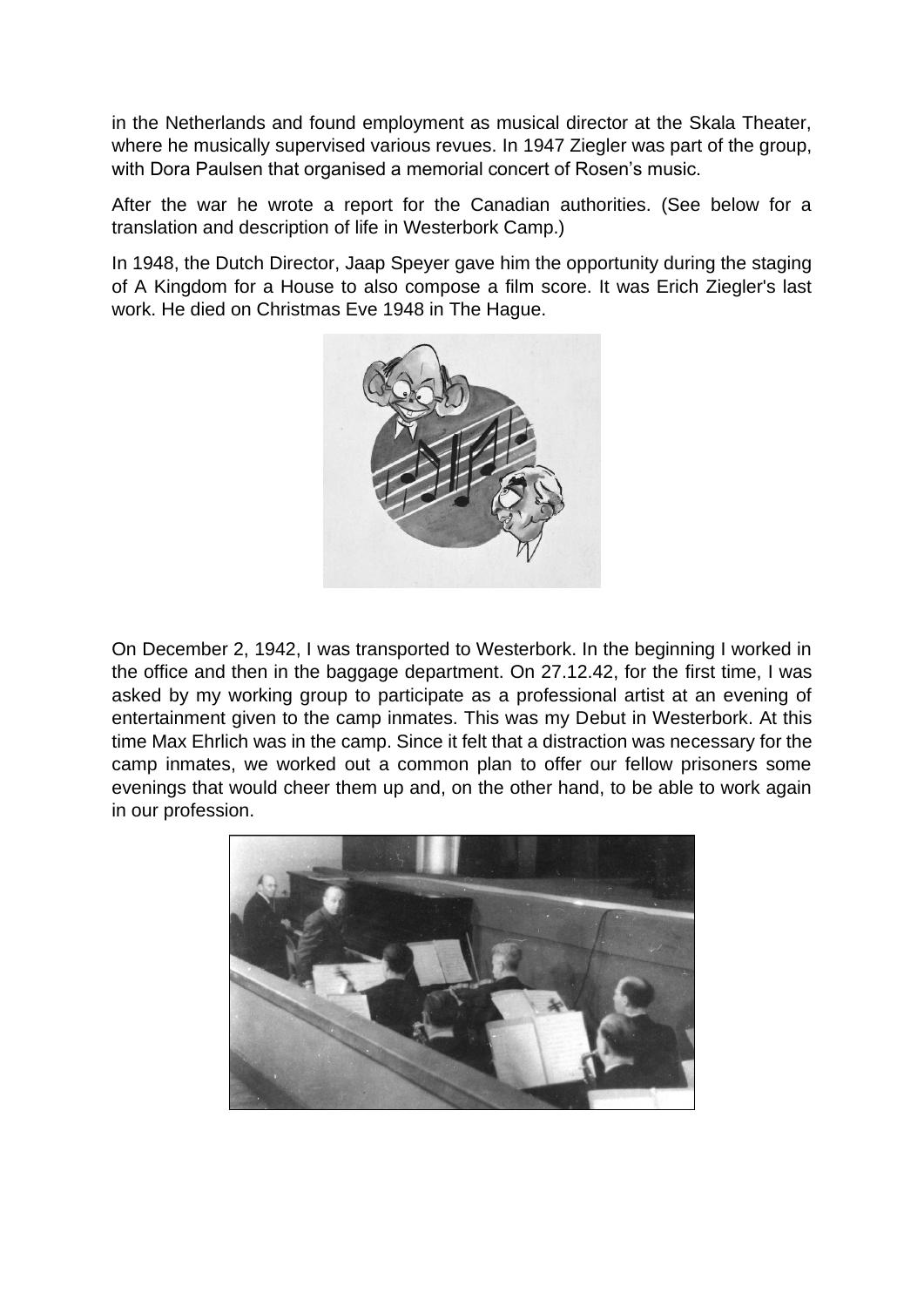in the Netherlands and found employment as musical director at the Skala Theater, where he musically supervised various revues. In 1947 Ziegler was part of the group, with Dora Paulsen that organised a memorial concert of Rosen's music.

After the war he wrote a report for the Canadian authorities. (See below for a translation and description of life in Westerbork Camp.)

In 1948, the Dutch Director, Jaap Speyer gave him the opportunity during the staging of A Kingdom for a House to also compose a film score. It was Erich Ziegler's last work. He died on Christmas Eve 1948 in The Hague.

On December 2, 1942, I was transported to Westerbork. In the beginning I worked in the office and then in the baggage department. On 27.12.42, for the first time, I was asked by my working group to participate as a professional artist at an evening of entertainment given to the camp inmates. This was my Debut in Westerbork. At this time Max Ehrlich was in the camp. Since it felt that a distraction was necessary for the camp inmates, we worked out a common plan to offer our fellow prisoners some evenings that would cheer them up and, on the other hand, to be able to work again in our profession.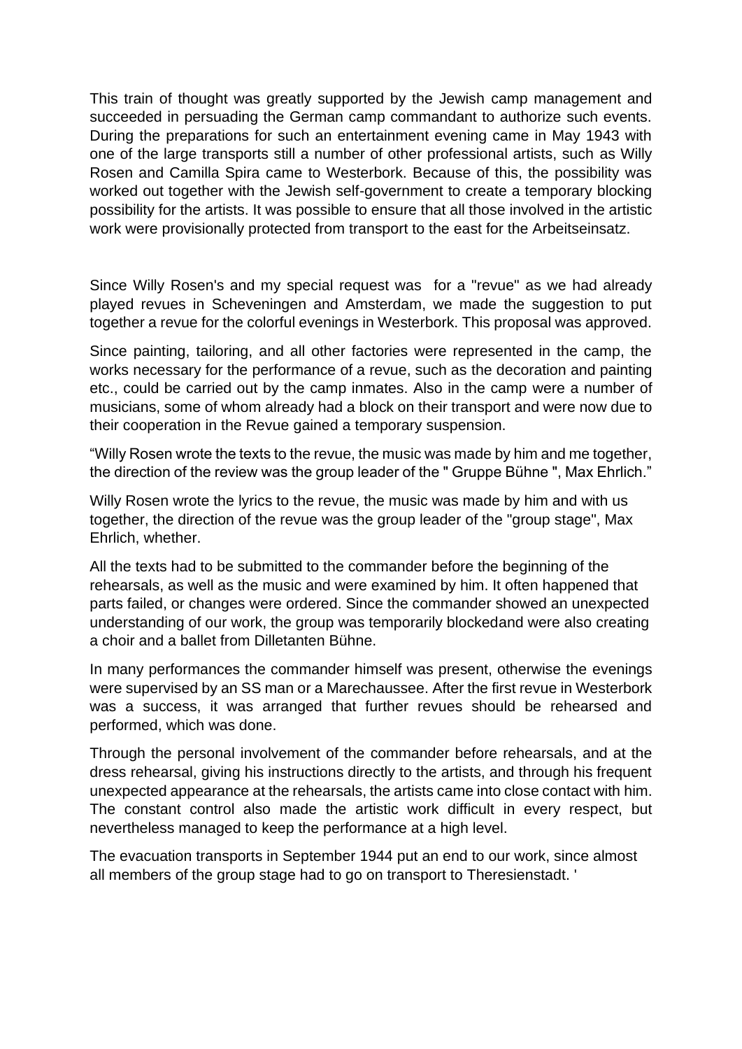This train of thought was greatly supported by the Jewish camp management and succeeded in persuading the German camp commandant to authorize such events. During the preparations for such an entertainment evening came in May 1943 with one of the large transports still a number of other professional artists, such as Willy Rosen and Camilla Spira came to Westerbork. Because of this, the possibility was worked out together with the Jewish self-government to create a temporary blocking possibility for the artists. It was possible to ensure that all those involved in the artistic work were provisionally protected from transport to the east for the Arbeitseinsatz.

Since Willy Rosen's and my special request was for a "revue" as we had already played revues in Scheveningen and Amsterdam, we made the suggestion to put together a revue for the colorful evenings in Westerbork. This proposal was approved.

Since painting, tailoring, and all other factories were represented in the camp, the works necessary for the performance of a revue, such as the decoration and painting etc., could be carried out by the camp inmates. Also in the camp were a number of musicians, some of whom already had a block on their transport and were now due to their cooperation in the Revue gained a temporary suspension.

"Willy Rosen wrote the texts to the revue, the music was made by him and me together, the direction of the review was the group leader of the " Gruppe Bühne ", Max Ehrlich."

Willy Rosen wrote the lyrics to the revue, the music was made by him and with us together, the direction of the revue was the group leader of the "group stage", Max Ehrlich, whether.

All the texts had to be submitted to the commander before the beginning of the rehearsals, as well as the music and were examined by him. It often happened that parts failed, or changes were ordered. Since the commander showed an unexpected understanding of our work, the group was temporarily blockedand were also creating a choir and a ballet from Dilletanten Bühne.

In many performances the commander himself was present, otherwise the evenings were supervised by an SS man or a Marechaussee. After the first revue in Westerbork was a success, it was arranged that further revues should be rehearsed and performed, which was done.

Through the personal involvement of the commander before rehearsals, and at the dress rehearsal, giving his instructions directly to the artists, and through his frequent unexpected appearance at the rehearsals, the artists came into close contact with him. The constant control also made the artistic work difficult in every respect, but nevertheless managed to keep the performance at a high level.

The evacuation transports in September 1944 put an end to our work, since almost all members of the group stage had to go on transport to Theresienstadt. '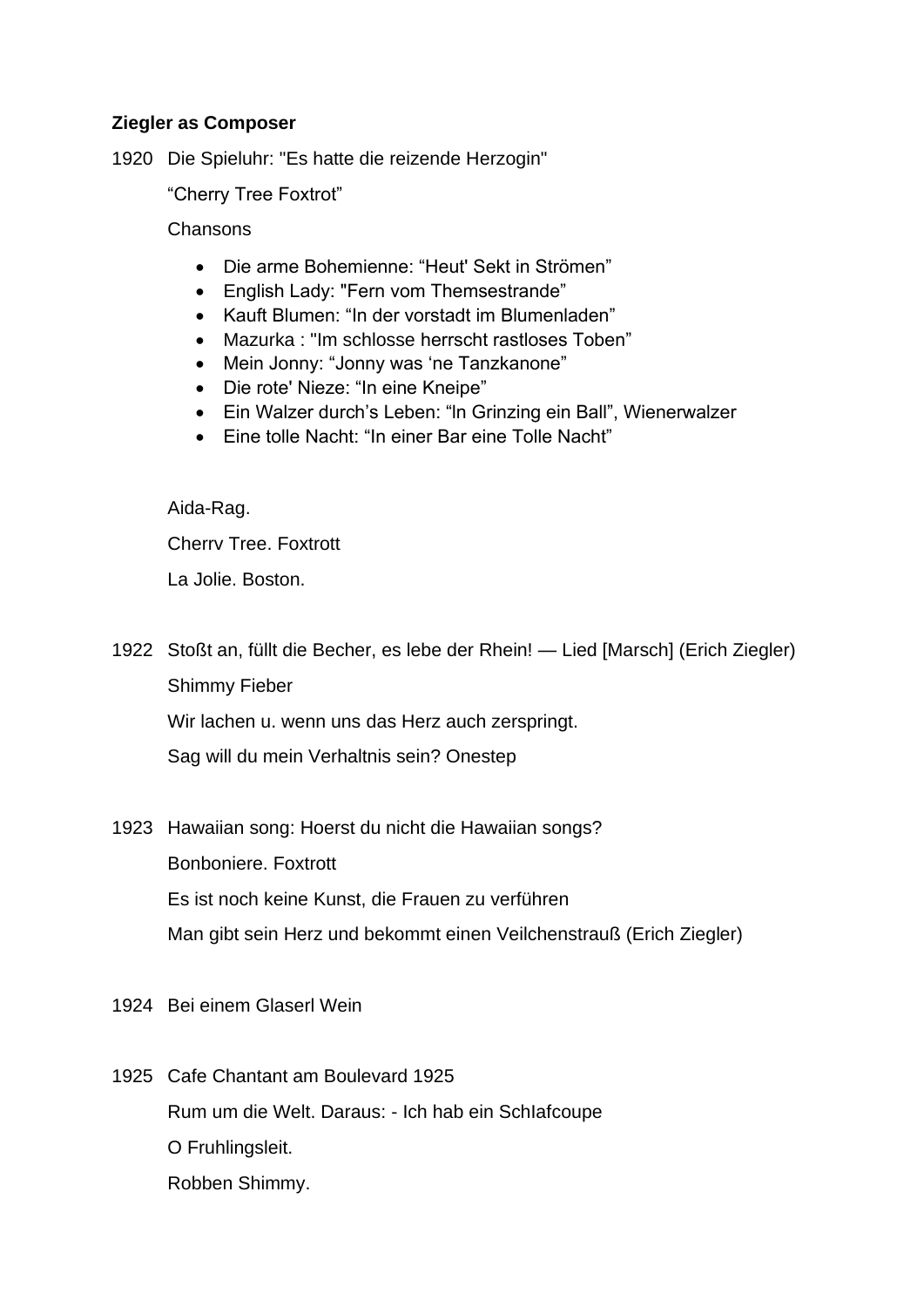**Ziegler as Composer**

1920 Die Spieluhr: "Es hatte die reizende Herzogin"

"Cherry Tree Foxtrot"

Chansons

- Die arme Bohemienne: "Heut' Sekt in Strömen"
- English Lady: "Fern vom Themsestrande"
- Kauft Blumen: "In der vorstadt im Blumenladen"
- Mazurka : "Im schlosse herrscht rastloses Toben"
- Mein Jonny: "Jonny was 'ne Tanzkanone"
- Die rote' Nieze: "In eine Kneipe"
- Ein Walzer durch's Leben: "In Grinzing ein Ball", Wienerwalzer
- Eine tolle Nacht: "In einer Bar eine Tolle Nacht"

Aida-Rag.

Cherrv Tree. Foxtrott

La Jolie. Boston.

1922 Stoßt an, füllt die Becher, es lebe der Rhein! — Lied [Marsch] (Erich Ziegler)

Shimmy Fieber

Wir lachen u. wenn uns das Herz auch zerspringt.

Sag will du mein Verhaltnis sein? Onestep

1923 Hawaiian song: Hoerst du nicht die Hawaiian songs?

Bonboniere. Foxtrott

Es ist noch keine Kunst, die Frauen zu verführen

Man gibt sein Herz und bekommt einen Veilchenstrauß (Erich Ziegler)

1924 Bei einem Glaserl Wein

1925 Cafe Chantant am Boulevard 1925

Rum um die Welt. Daraus: - Ich hab ein SchIafcoupe

O Fruhlingsleit.

Robben Shimmy.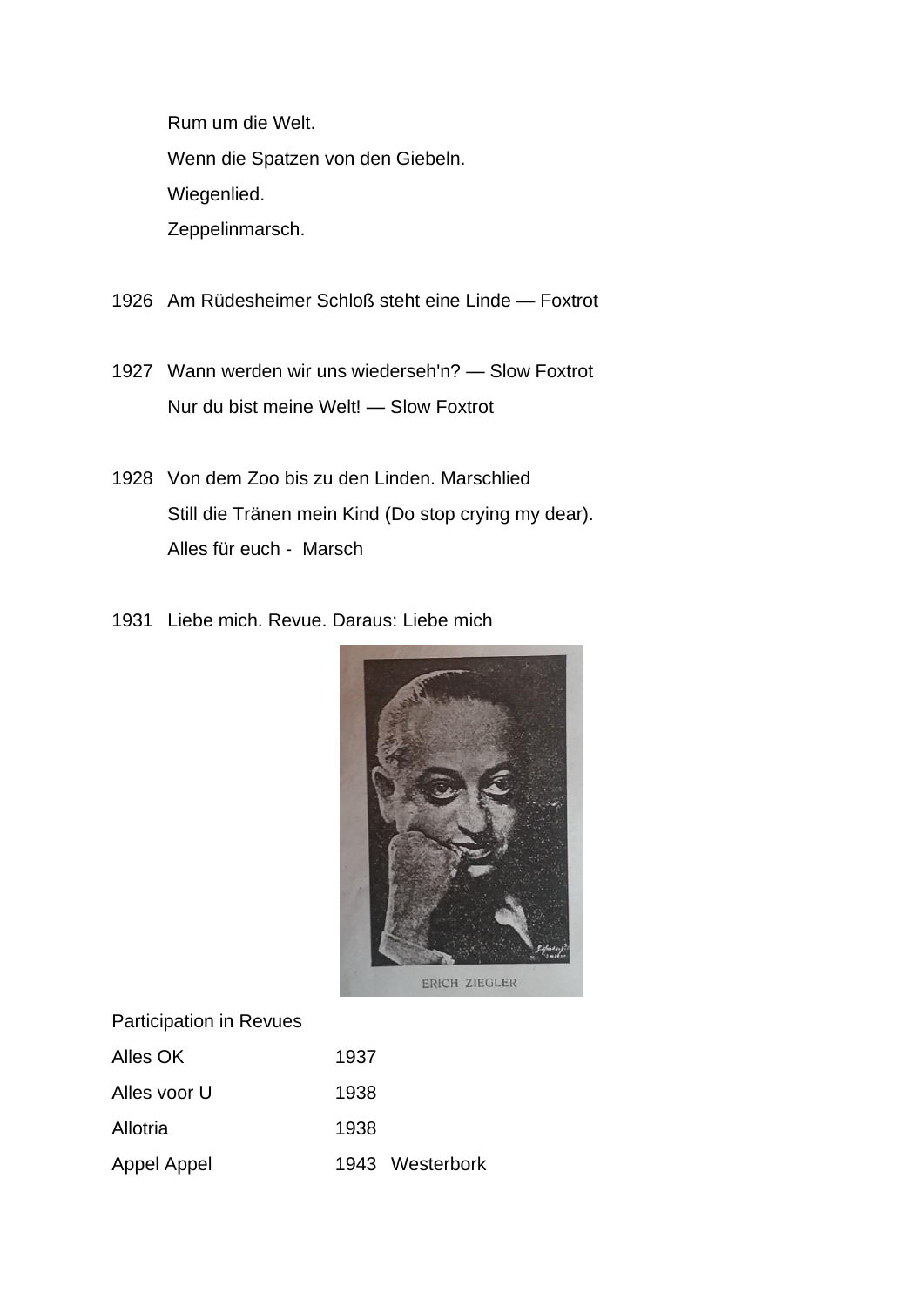Rum um die Welt.

Wenn die Spatzen von den Giebeln.

Wiegenlied.

Zeppelinmarsch.

1926 Am Rüdesheimer Schloß steht eine Linde — Foxtrot

1927 Wann werden wir uns wiederseh'n? — Slow Foxtrot

Nur du bist meine Welt! — Slow Foxtrot

1928 Von dem Zoo bis zu den Linden. Marschlied

Still die Tränen mein Kind (Do stop crying my dear).

Alles für euch - Marsch

1931 Liebe mich. Revue. Daraus: Liebe mich

ERICH ZIEGLER

Participation in Revues

| | | |
|---|---|---|
| Alles OK | 1937 | |
| Alles voor U | 1938 | |
| Allotria | 1938 | |
| Appel Appel | 1943 | Westerbork |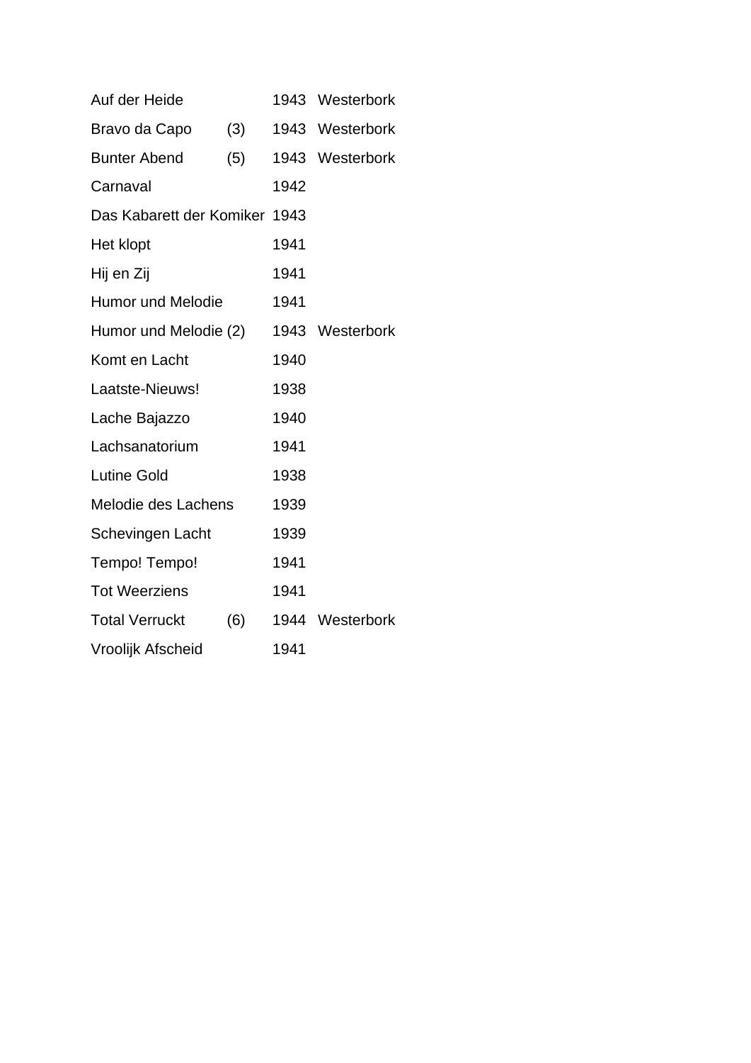| | | | |
|---|---|---|---|
| Auf der Heide | | 1943 | Westerbork |
| Bravo da Capo | (3) | 1943 | Westerbork |
| Bunter Abend | (5) | 1943 | Westerbork |
| Carnaval | | 1942 | |
| Das Kabarett der Komiker | | 1943 | |
| Het klopt | | 1941 | |
| Hij en Zij | | 1941 | |
| Humor und Melodie | | 1941 | |
| Humor und Melodie (2) | | 1943 | Westerbork |
| Komt en Lacht | | 1940 | |
| Laatste-Nieuws! | | 1938 | |
| Lache Bajazzo | | 1940 | |
| Lachsanatorium | | 1941 | |
| Lutine Gold | | 1938 | |
| Melodie des Lachens | | 1939 | |
| Schevingen Lacht | | 1939 | |
| Tempo! Tempo! | | 1941 | |
| Tot Weerziens | | 1941 | |
| Total Verruckt | (6) | 1944 | Westerbork |
| Vroolijk Afscheid | | 1941 | |